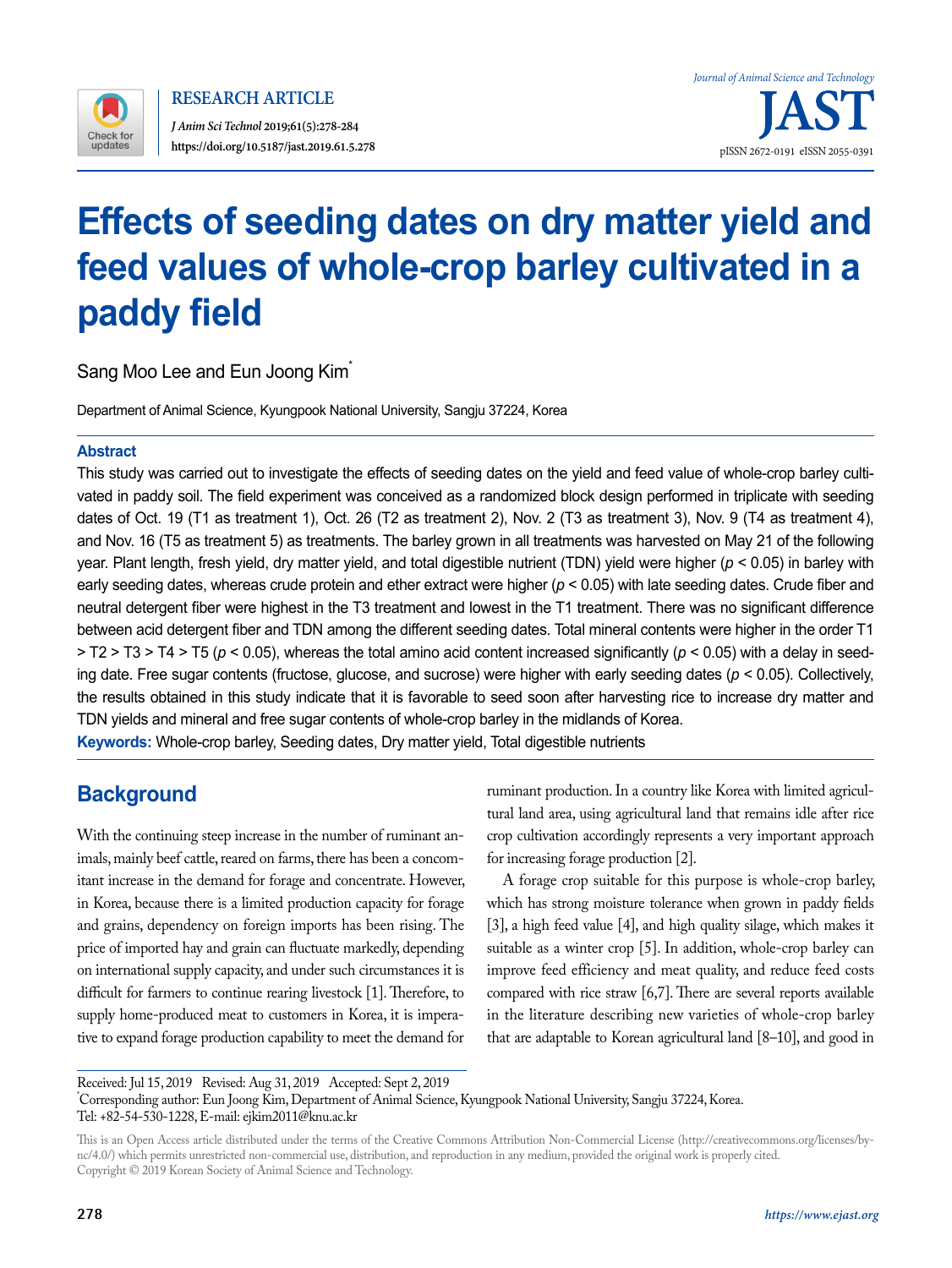RESEARCH ARTICLE

*J Anim Sci Technol* 2019;61(5):278-284

https://doi.org/10.5187/jast.2019.61.5.278

# Effects of seeding dates on dry matter yield and feed values of whole-crop barley cultivated in a paddy field

Sang Moo Lee and Eun Joong Kim[*]

Department of Animal Science, Kyungpook National University, Sangju 37224, Korea

## Abstract

This study was carried out to investigate the effects of seeding dates on the yield and feed value of whole-crop barley cultivated in paddy soil. The field experiment was conceived as a randomized block design performed in triplicate with seeding dates of Oct. 19 (T1 as treatment 1), Oct. 26 (T2 as treatment 2), Nov. 2 (T3 as treatment 3), Nov. 9 (T4 as treatment 4), and Nov. 16 (T5 as treatment 5) as treatments. The barley grown in all treatments was harvested on May 21 of the following year. Plant length, fresh yield, dry matter yield, and total digestible nutrient (TDN) yield were higher ($p < 0.05$) in barley with early seeding dates, whereas crude protein and ether extract were higher ($p < 0.05$) with late seeding dates. Crude fiber and neutral detergent fiber were highest in the T3 treatment and lowest in the T1 treatment. There was no significant difference between acid detergent fiber and TDN among the different seeding dates. Total mineral contents were higher in the order T1 > T2 > T3 > T4 > T5 ($p < 0.05$), whereas the total amino acid content increased significantly ($p < 0.05$) with a delay in seeding date. Free sugar contents (fructose, glucose, and sucrose) were higher with early seeding dates ($p < 0.05$). Collectively, the results obtained in this study indicate that it is favorable to seed soon after harvesting rice to increase dry matter and TDN yields and mineral and free sugar contents of whole-crop barley in the midlands of Korea.

**Keywords:** Whole-crop barley, Seeding dates, Dry matter yield, Total digestible nutrients

## Background

With the continuing steep increase in the number of ruminant animals, mainly beef cattle, reared on farms, there has been a concomitant increase in the demand for forage and concentrate. However, in Korea, because there is a limited production capacity for forage and grains, dependency on foreign imports has been rising. The price of imported hay and grain can fluctuate markedly, depending on international supply capacity, and under such circumstances it is difficult for farmers to continue rearing livestock [1]. Therefore, to supply home-produced meat to customers in Korea, it is imperative to expand forage production capability to meet the demand for ruminant production. In a country like Korea with limited agricultural land area, using agricultural land that remains idle after rice crop cultivation accordingly represents a very important approach for increasing forage production [2].

A forage crop suitable for this purpose is whole-crop barley, which has strong moisture tolerance when grown in paddy fields [3], a high feed value [4], and high quality silage, which makes it suitable as a winter crop [5]. In addition, whole-crop barley can improve feed efficiency and meat quality, and reduce feed costs compared with rice straw [6,7]. There are several reports available in the literature describing new varieties of whole-crop barley that are adaptable to Korean agricultural land [8–10], and good in

Received: Jul 15, 2019 Revised: Aug 31, 2019 Accepted: Sept 2, 2019

[*]Corresponding author: Eun Joong Kim, Department of Animal Science, Kyungpook National University, Sangju 37224, Korea.
Tel: +82-54-530-1228, E-mail: ejkim2011@knu.ac.kr

This is an Open Access article distributed under the terms of the Creative Commons Attribution Non-Commercial License (http://creativecommons.org/licenses/by-nc/4.0/) which permits unrestricted non-commercial use, distribution, and reproduction in any medium, provided the original work is properly cited.
Copyright © 2019 Korean Society of Animal Science and Technology.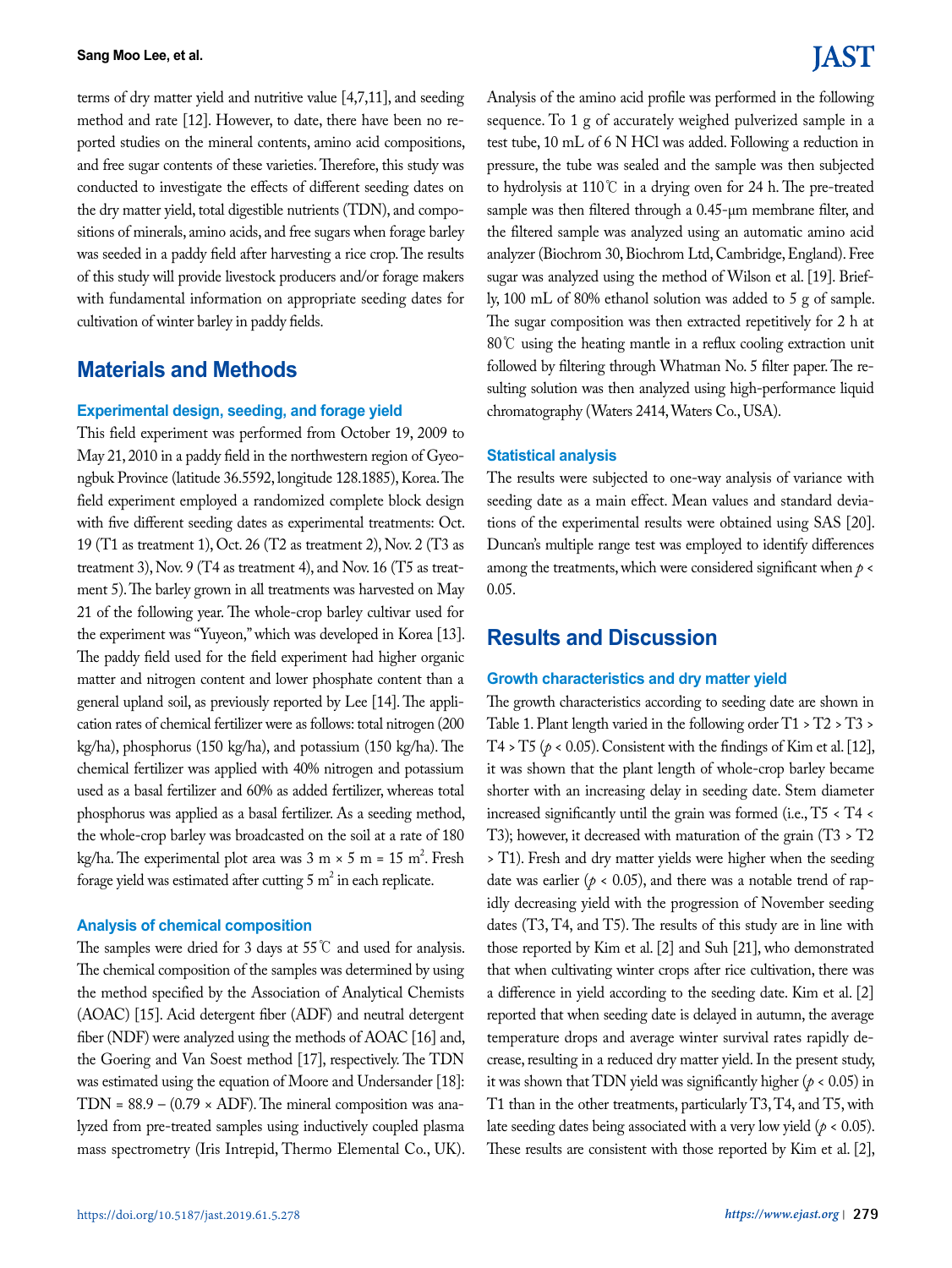terms of dry matter yield and nutritive value [4,7,11], and seeding method and rate [12]. However, to date, there have been no reported studies on the mineral contents, amino acid compositions, and free sugar contents of these varieties. Therefore, this study was conducted to investigate the effects of different seeding dates on the dry matter yield, total digestible nutrients (TDN), and compositions of minerals, amino acids, and free sugars when forage barley was seeded in a paddy field after harvesting a rice crop. The results of this study will provide livestock producers and/or forage makers with fundamental information on appropriate seeding dates for cultivation of winter barley in paddy fields.

## Materials and Methods

### Experimental design, seeding, and forage yield

This field experiment was performed from October 19, 2009 to May 21, 2010 in a paddy field in the northwestern region of Gyeongbuk Province (latitude 36.5592, longitude 128.1885), Korea. The field experiment employed a randomized complete block design with five different seeding dates as experimental treatments: Oct. 19 (T1 as treatment 1), Oct. 26 (T2 as treatment 2), Nov. 2 (T3 as treatment 3), Nov. 9 (T4 as treatment 4), and Nov. 16 (T5 as treatment 5). The barley grown in all treatments was harvested on May 21 of the following year. The whole-crop barley cultivar used for the experiment was "Yuyeon," which was developed in Korea [13]. The paddy field used for the field experiment had higher organic matter and nitrogen content and lower phosphate content than a general upland soil, as previously reported by Lee [14]. The application rates of chemical fertilizer were as follows: total nitrogen (200 kg/ha), phosphorus (150 kg/ha), and potassium (150 kg/ha). The chemical fertilizer was applied with 40% nitrogen and potassium used as a basal fertilizer and 60% as added fertilizer, whereas total phosphorus was applied as a basal fertilizer. As a seeding method, the whole-crop barley was broadcasted on the soil at a rate of 180 kg/ha. The experimental plot area was 3 m × 5 m = 15 $m^2$. Fresh forage yield was estimated after cutting 5 $m^2$ in each replicate.

### Analysis of chemical composition

The samples were dried for 3 days at 55℃ and used for analysis. The chemical composition of the samples was determined by using the method specified by the Association of Analytical Chemists (AOAC) [15]. Acid detergent fiber (ADF) and neutral detergent fiber (NDF) were analyzed using the methods of AOAC [16] and, the Goering and Van Soest method [17], respectively. The TDN was estimated using the equation of Moore and Undersander [18]: $TDN = 88.9 - (0.79 \times ADF)$. The mineral composition was analyzed from pre-treated samples using inductively coupled plasma mass spectrometry (Iris Intrepid, Thermo Elemental Co., UK). Analysis of the amino acid profile was performed in the following sequence. To 1 g of accurately weighed pulverized sample in a test tube, 10 mL of 6 N HCl was added. Following a reduction in pressure, the tube was sealed and the sample was then subjected to hydrolysis at 110℃ in a drying oven for 24 h. The pre-treated sample was then filtered through a 0.45-μm membrane filter, and the filtered sample was analyzed using an automatic amino acid analyzer (Biochrom 30, Biochrom Ltd, Cambridge, England). Free sugar was analyzed using the method of Wilson et al. [19]. Briefly, 100 mL of 80% ethanol solution was added to 5 g of sample. The sugar composition was then extracted repetitively for 2 h at 80℃ using the heating mantle in a reflux cooling extraction unit followed by filtering through Whatman No. 5 filter paper. The resulting solution was then analyzed using high-performance liquid chromatography (Waters 2414, Waters Co., USA).

### Statistical analysis

The results were subjected to one-way analysis of variance with seeding date as a main effect. Mean values and standard deviations of the experimental results were obtained using SAS [20]. Duncan's multiple range test was employed to identify differences among the treatments, which were considered significant when $p < 0.05$.

## Results and Discussion

### Growth characteristics and dry matter yield

The growth characteristics according to seeding date are shown in Table 1. Plant length varied in the following order T1 > T2 > T3 > T4 > T5 ($p < 0.05$). Consistent with the findings of Kim et al. [12], it was shown that the plant length of whole-crop barley became shorter with an increasing delay in seeding date. Stem diameter increased significantly until the grain was formed (i.e., T5 < T4 < T3); however, it decreased with maturation of the grain (T3 > T2 > T1). Fresh and dry matter yields were higher when the seeding date was earlier ($p < 0.05$), and there was a notable trend of rapidly decreasing yield with the progression of November seeding dates (T3, T4, and T5). The results of this study are in line with those reported by Kim et al. [2] and Suh [21], who demonstrated that when cultivating winter crops after rice cultivation, there was a difference in yield according to the seeding date. Kim et al. [2] reported that when seeding date is delayed in autumn, the average temperature drops and average winter survival rates rapidly decrease, resulting in a reduced dry matter yield. In the present study, it was shown that TDN yield was significantly higher ($p < 0.05$) in T1 than in the other treatments, particularly T3, T4, and T5, with late seeding dates being associated with a very low yield ($p < 0.05$). These results are consistent with those reported by Kim et al. [2],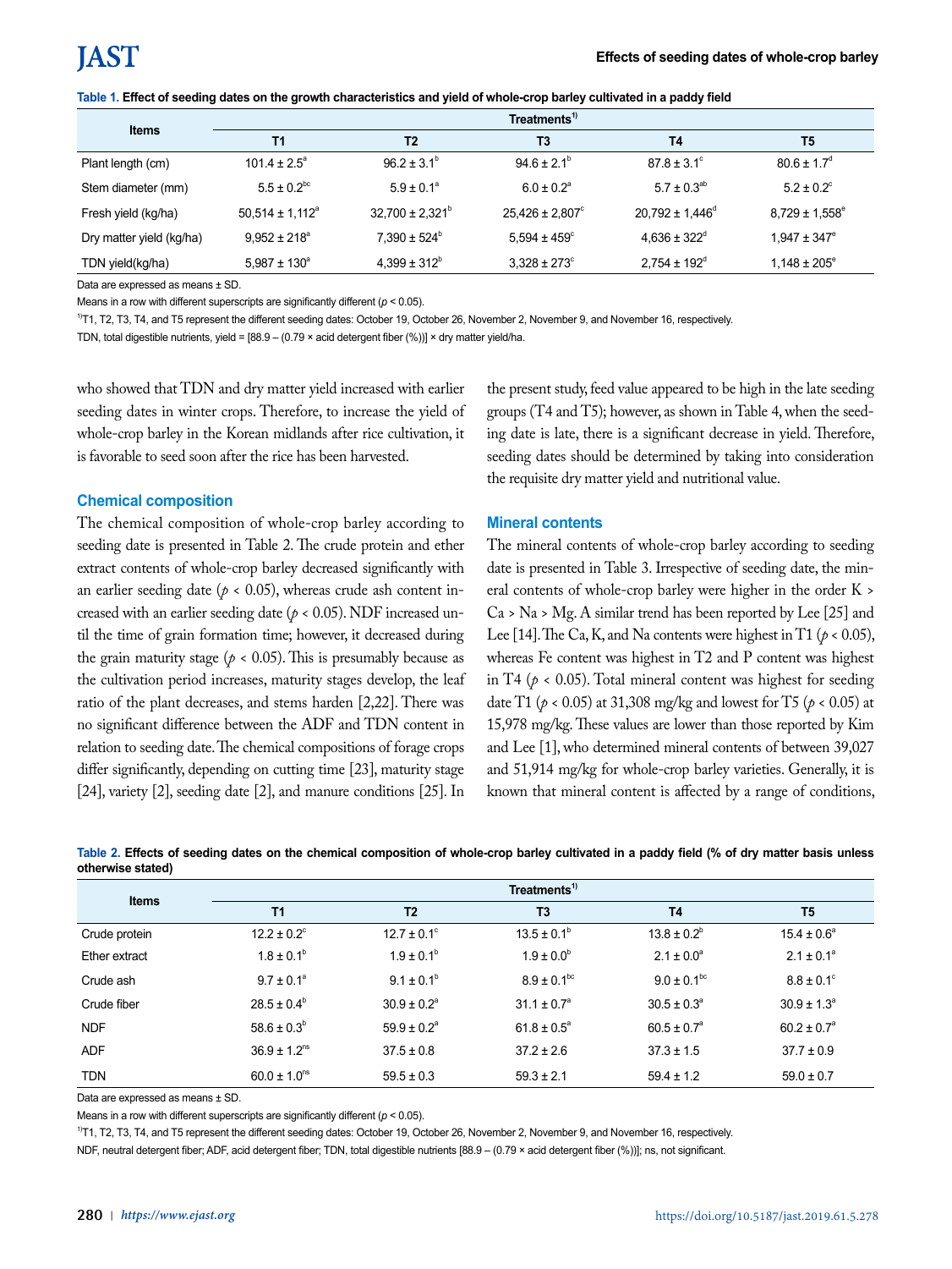**Table 1. Effect of seeding dates on the growth characteristics and yield of whole-crop barley cultivated in a paddy field**

| Items | Treatments[1)] | | | | |
|---|---|---|---|---|---|
| | T1 | T2 | T3 | T4 | T5 |
| Plant length (cm) | 101.4 ± 2.5[a] | 96.2 ± 3.1[b] | 94.6 ± 2.1[b] | 87.8 ± 3.1[c] | 80.6 ± 1.7[d] |
| Stem diameter (mm) | 5.5 ± 0.2[bc] | 5.9 ± 0.1[a] | 6.0 ± 0.2[a] | 5.7 ± 0.3[ab] | 5.2 ± 0.2[c] |
| Fresh yield (kg/ha) | 50,514 ± 1,112[a] | 32,700 ± 2,321[b] | 25,426 ± 2,807[c] | 20,792 ± 1,446[d] | 8,729 ± 1,558[e] |
| Dry matter yield (kg/ha) | 9,952 ± 218[a] | 7,390 ± 524[b] | 5,594 ± 459[c] | 4,636 ± 322[d] | 1,947 ± 347[e] |
| TDN yield(kg/ha) | 5,987 ± 130[a] | 4,399 ± 312[b] | 3,328 ± 273[c] | 2,754 ± 192[d] | 1,148 ± 205[e] |

Data are expressed as means ± SD.

Means in a row with different superscripts are significantly different ($p < 0.05$).

[1)]T1, T2, T3, T4, and T5 represent the different seeding dates: October 19, October 26, November 2, November 9, and November 16, respectively.

TDN, total digestible nutrients, yield = [88.9 – (0.79 × acid detergent fiber (%))] × dry matter yield/ha.

who showed that TDN and dry matter yield increased with earlier seeding dates in winter crops. Therefore, to increase the yield of whole-crop barley in the Korean midlands after rice cultivation, it is favorable to seed soon after the rice has been harvested.

### Chemical composition

The chemical composition of whole-crop barley according to seeding date is presented in Table 2. The crude protein and ether extract contents of whole-crop barley decreased significantly with an earlier seeding date ($p < 0.05$), whereas crude ash content increased with an earlier seeding date ($p < 0.05$). NDF increased until the time of grain formation time; however, it decreased during the grain maturity stage ($p < 0.05$). This is presumably because as the cultivation period increases, maturity stages develop, the leaf ratio of the plant decreases, and stems harden [2,22]. There was no significant difference between the ADF and TDN content in relation to seeding date. The chemical compositions of forage crops differ significantly, depending on cutting time [23], maturity stage [24], variety [2], seeding date [2], and manure conditions [25]. In the present study, feed value appeared to be high in the late seeding groups (T4 and T5); however, as shown in Table 4, when the seeding date is late, there is a significant decrease in yield. Therefore, seeding dates should be determined by taking into consideration the requisite dry matter yield and nutritional value.

### Mineral contents

The mineral contents of whole-crop barley according to seeding date is presented in Table 3. Irrespective of seeding date, the mineral contents of whole-crop barley were higher in the order K > Ca > Na > Mg. A similar trend has been reported by Lee [25] and Lee [14]. The Ca, K, and Na contents were highest in T1 ($p < 0.05$), whereas Fe content was highest in T2 and P content was highest in T4 ($p < 0.05$). Total mineral content was highest for seeding date T1 ($p < 0.05$) at 31,308 mg/kg and lowest for T5 ($p < 0.05$) at 15,978 mg/kg. These values are lower than those reported by Kim and Lee [1], who determined mineral contents of between 39,027 and 51,914 mg/kg for whole-crop barley varieties. Generally, it is known that mineral content is affected by a range of conditions,

**Table 2. Effects of seeding dates on the chemical composition of whole-crop barley cultivated in a paddy field (% of dry matter basis unless otherwise stated)**

| Items | Treatments[1)] | | | | |
|---|---|---|---|---|---|
| | T1 | T2 | T3 | T4 | T5 |
| Crude protein | 12.2 ± 0.2[c] | 12.7 ± 0.1[c] | 13.5 ± 0.1[b] | 13.8 ± 0.2[b] | 15.4 ± 0.6[a] |
| Ether extract | 1.8 ± 0.1[b] | 1.9 ± 0.1[b] | 1.9 ± 0.0[b] | 2.1 ± 0.0[a] | 2.1 ± 0.1[a] |
| Crude ash | 9.7 ± 0.1[a] | 9.1 ± 0.1[b] | 8.9 ± 0.1[bc] | 9.0 ± 0.1[bc] | 8.8 ± 0.1[c] |
| Crude fiber | 28.5 ± 0.4[b] | 30.9 ± 0.2[a] | 31.1 ± 0.7[a] | 30.5 ± 0.3[a] | 30.9 ± 1.3[a] |
| NDF | 58.6 ± 0.3[b] | 59.9 ± 0.2[a] | 61.8 ± 0.5[a] | 60.5 ± 0.7[a] | 60.2 ± 0.7[a] |
| ADF | 36.9 ± 1.2[ns] | 37.5 ± 0.8 | 37.2 ± 2.6 | 37.3 ± 1.5 | 37.7 ± 0.9 |
| TDN | 60.0 ± 1.0[ns] | 59.5 ± 0.3 | 59.3 ± 2.1 | 59.4 ± 1.2 | 59.0 ± 0.7 |

Data are expressed as means ± SD.

Means in a row with different superscripts are significantly different ($p < 0.05$).

[1)]T1, T2, T3, T4, and T5 represent the different seeding dates: October 19, October 26, November 2, November 9, and November 16, respectively.

NDF, neutral detergent fiber; ADF, acid detergent fiber; TDN, total digestible nutrients [88.9 – (0.79 × acid detergent fiber (%))]; ns, not significant.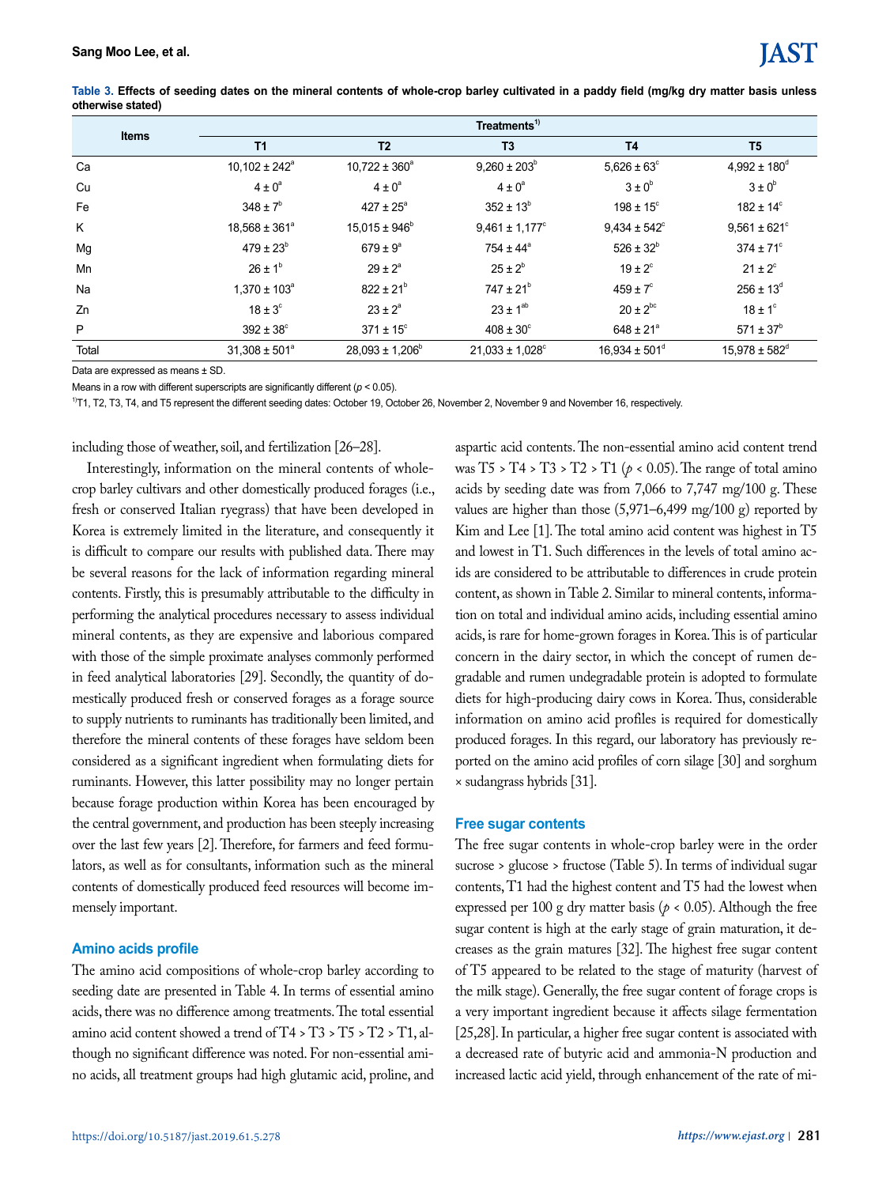**Table 3. Effects of seeding dates on the mineral contents of whole-crop barley cultivated in a paddy field (mg/kg dry matter basis unless otherwise stated)**

| Items | Treatments[1)] | | | | |
|---|---|---|---|---|---|
| | T1 | T2 | T3 | T4 | T5 |
| Ca | 10,102 ± 242[a] | 10,722 ± 360[a] | 9,260 ± 203[b] | 5,626 ± 63[c] | 4,992 ± 180[d] |
| Cu | 4 ± 0[a] | 4 ± 0[a] | 4 ± 0[a] | 3 ± 0[b] | 3 ± 0[b] |
| Fe | 348 ± 7[b] | 427 ± 25[a] | 352 ± 13[b] | 198 ± 15[c] | 182 ± 14[c] |
| K | 18,568 ± 361[a] | 15,015 ± 946[b] | 9,461 ± 1,177[c] | 9,434 ± 542[c] | 9,561 ± 621[c] |
| Mg | 479 ± 23[b] | 679 ± 9[a] | 754 ± 44[a] | 526 ± 32[b] | 374 ± 71[c] |
| Mn | 26 ± 1[b] | 29 ± 2[a] | 25 ± 2[b] | 19 ± 2[c] | 21 ± 2[c] |
| Na | 1,370 ± 103[a] | 822 ± 21[b] | 747 ± 21[b] | 459 ± 7[c] | 256 ± 13[d] |
| Zn | 18 ± 3[c] | 23 ± 2[a] | 23 ± 1[ab] | 20 ± 2[bc] | 18 ± 1[c] |
| P | 392 ± 38[c] | 371 ± 15[c] | 408 ± 30[c] | 648 ± 21[a] | 571 ± 37[b] |
| Total | 31,308 ± 501[a] | 28,093 ± 1,206[b] | 21,033 ± 1,028[c] | 16,934 ± 501[d] | 15,978 ± 582[d] |

Data are expressed as means ± SD.

Means in a row with different superscripts are significantly different ($p < 0.05$).

[1)]T1, T2, T3, T4, and T5 represent the different seeding dates: October 19, October 26, November 2, November 9 and November 16, respectively.

including those of weather, soil, and fertilization [26–28].

Interestingly, information on the mineral contents of whole-crop barley cultivars and other domestically produced forages (i.e., fresh or conserved Italian ryegrass) that have been developed in Korea is extremely limited in the literature, and consequently it is difficult to compare our results with published data. There may be several reasons for the lack of information regarding mineral contents. Firstly, this is presumably attributable to the difficulty in performing the analytical procedures necessary to assess individual mineral contents, as they are expensive and laborious compared with those of the simple proximate analyses commonly performed in feed analytical laboratories [29]. Secondly, the quantity of domestically produced fresh or conserved forages as a forage source to supply nutrients to ruminants has traditionally been limited, and therefore the mineral contents of these forages have seldom been considered as a significant ingredient when formulating diets for ruminants. However, this latter possibility may no longer pertain because forage production within Korea has been encouraged by the central government, and production has been steeply increasing over the last few years [2]. Therefore, for farmers and feed formulators, as well as for consultants, information such as the mineral contents of domestically produced feed resources will become immensely important.

### Amino acids profile

The amino acid compositions of whole-crop barley according to seeding date are presented in Table 4. In terms of essential amino acids, there was no difference among treatments. The total essential amino acid content showed a trend of T4 > T3 > T5 > T2 > T1, although no significant difference was noted. For non-essential amino acids, all treatment groups had high glutamic acid, proline, and aspartic acid contents. The non-essential amino acid content trend was T5 > T4 > T3 > T2 > T1 ($p < 0.05$). The range of total amino acids by seeding date was from 7,066 to 7,747 mg/100 g. These values are higher than those (5,971–6,499 mg/100 g) reported by Kim and Lee [1]. The total amino acid content was highest in T5 and lowest in T1. Such differences in the levels of total amino acids are considered to be attributable to differences in crude protein content, as shown in Table 2. Similar to mineral contents, information on total and individual amino acids, including essential amino acids, is rare for home-grown forages in Korea. This is of particular concern in the dairy sector, in which the concept of rumen degradable and rumen undegradable protein is adopted to formulate diets for high-producing dairy cows in Korea. Thus, considerable information on amino acid profiles is required for domestically produced forages. In this regard, our laboratory has previously reported on the amino acid profiles of corn silage [30] and sorghum × sudangrass hybrids [31].

### Free sugar contents

The free sugar contents in whole-crop barley were in the order sucrose > glucose > fructose (Table 5). In terms of individual sugar contents, T1 had the highest content and T5 had the lowest when expressed per 100 g dry matter basis ($p < 0.05$). Although the free sugar content is high at the early stage of grain maturation, it decreases as the grain matures [32]. The highest free sugar content of T5 appeared to be related to the stage of maturity (harvest of the milk stage). Generally, the free sugar content of forage crops is a very important ingredient because it affects silage fermentation [25,28]. In particular, a higher free sugar content is associated with a decreased rate of butyric acid and ammonia-N production and increased lactic acid yield, through enhancement of the rate of mi-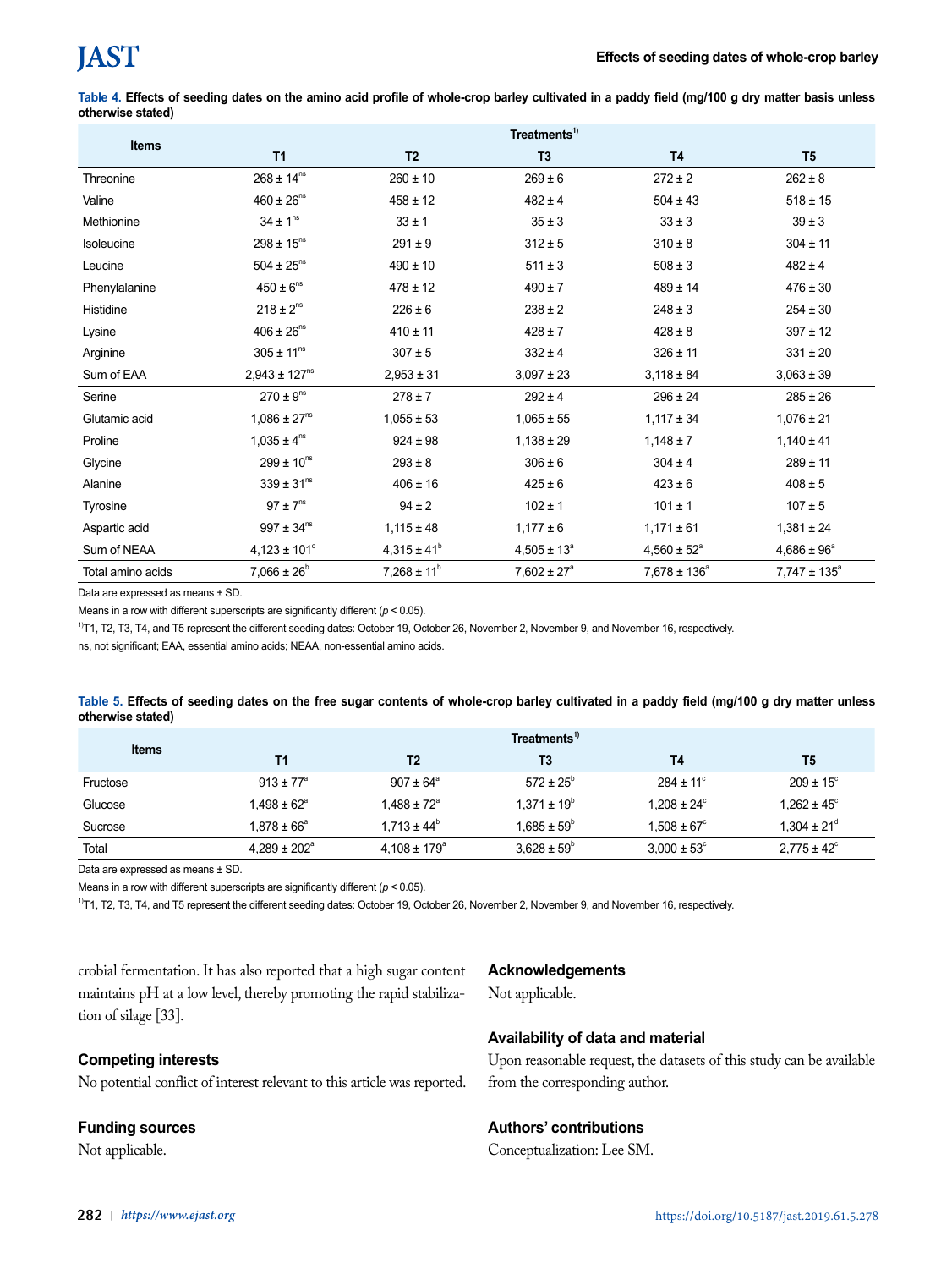**Table 4. Effects of seeding dates on the amino acid profile of whole-crop barley cultivated in a paddy field (mg/100 g dry matter basis unless otherwise stated)**

| Items | Treatments[1)] | | | | |
|---|---|---|---|---|---|
| | T1 | T2 | T3 | T4 | T5 |
| Threonine | 268 ± 14[ns] | 260 ± 10 | 269 ± 6 | 272 ± 2 | 262 ± 8 |
| Valine | 460 ± 26[ns] | 458 ± 12 | 482 ± 4 | 504 ± 43 | 518 ± 15 |
| Methionine | 34 ± 1[ns] | 33 ± 1 | 35 ± 3 | 33 ± 3 | 39 ± 3 |
| Isoleucine | 298 ± 15[ns] | 291 ± 9 | 312 ± 5 | 310 ± 8 | 304 ± 11 |
| Leucine | 504 ± 25[ns] | 490 ± 10 | 511 ± 3 | 508 ± 3 | 482 ± 4 |
| Phenylalanine | 450 ± 6[ns] | 478 ± 12 | 490 ± 7 | 489 ± 14 | 476 ± 30 |
| Histidine | 218 ± 2[ns] | 226 ± 6 | 238 ± 2 | 248 ± 3 | 254 ± 30 |
| Lysine | 406 ± 26[ns] | 410 ± 11 | 428 ± 7 | 428 ± 8 | 397 ± 12 |
| Arginine | 305 ± 11[ns] | 307 ± 5 | 332 ± 4 | 326 ± 11 | 331 ± 20 |
| Sum of EAA | 2,943 ± 127[ns] | 2,953 ± 31 | 3,097 ± 23 | 3,118 ± 84 | 3,063 ± 39 |
| Serine | 270 ± 9[ns] | 278 ± 7 | 292 ± 4 | 296 ± 24 | 285 ± 26 |
| Glutamic acid | 1,086 ± 27[ns] | 1,055 ± 53 | 1,065 ± 55 | 1,117 ± 34 | 1,076 ± 21 |
| Proline | 1,035 ± 4[ns] | 924 ± 98 | 1,138 ± 29 | 1,148 ± 7 | 1,140 ± 41 |
| Glycine | 299 ± 10[ns] | 293 ± 8 | 306 ± 6 | 304 ± 4 | 289 ± 11 |
| Alanine | 339 ± 31[ns] | 406 ± 16 | 425 ± 6 | 423 ± 6 | 408 ± 5 |
| Tyrosine | 97 ± 7[ns] | 94 ± 2 | 102 ± 1 | 101 ± 1 | 107 ± 5 |
| Aspartic acid | 997 ± 34[ns] | 1,115 ± 48 | 1,177 ± 6 | 1,171 ± 61 | 1,381 ± 24 |
| Sum of NEAA | 4,123 ± 101[c] | 4,315 ± 41[b] | 4,505 ± 13[a] | 4,560 ± 52[a] | 4,686 ± 96[a] |
| Total amino acids | 7,066 ± 26[b] | 7,268 ± 11[b] | 7,602 ± 27[a] | 7,678 ± 136[a] | 7,747 ± 135[a] |

Data are expressed as means ± SD.

Means in a row with different superscripts are significantly different ($p < 0.05$).

[1)]T1, T2, T3, T4, and T5 represent the different seeding dates: October 19, October 26, November 2, November 9, and November 16, respectively.

ns, not significant; EAA, essential amino acids; NEAA, non-essential amino acids.

**Table 5. Effects of seeding dates on the free sugar contents of whole-crop barley cultivated in a paddy field (mg/100 g dry matter unless otherwise stated)**

| Items | Treatments[1)] | | | | |
|---|---|---|---|---|---|
| | T1 | T2 | T3 | T4 | T5 |
| Fructose | 913 ± 77[a] | 907 ± 64[a] | 572 ± 25[b] | 284 ± 11[c] | 209 ± 15[c] |
| Glucose | 1,498 ± 62[a] | 1,488 ± 72[a] | 1,371 ± 19[b] | 1,208 ± 24[c] | 1,262 ± 45[c] |
| Sucrose | 1,878 ± 66[a] | 1,713 ± 44[b] | 1,685 ± 59[b] | 1,508 ± 67[c] | 1,304 ± 21[d] |
| Total | 4,289 ± 202[a] | 4,108 ± 179[a] | 3,628 ± 59[b] | 3,000 ± 53[c] | 2,775 ± 42[c] |

Data are expressed as means ± SD.

Means in a row with different superscripts are significantly different ($p < 0.05$).

[1)]T1, T2, T3, T4, and T5 represent the different seeding dates: October 19, October 26, November 2, November 9, and November 16, respectively.

crobial fermentation. It has also reported that a high sugar content maintains pH at a low level, thereby promoting the rapid stabilization of silage [33].

## Competing interests

No potential conflict of interest relevant to this article was reported.

## Funding sources

Not applicable.

## Acknowledgements

Not applicable.

## Availability of data and material

Upon reasonable request, the datasets of this study can be available from the corresponding author.

## Authors' contributions

Conceptualization: Lee SM.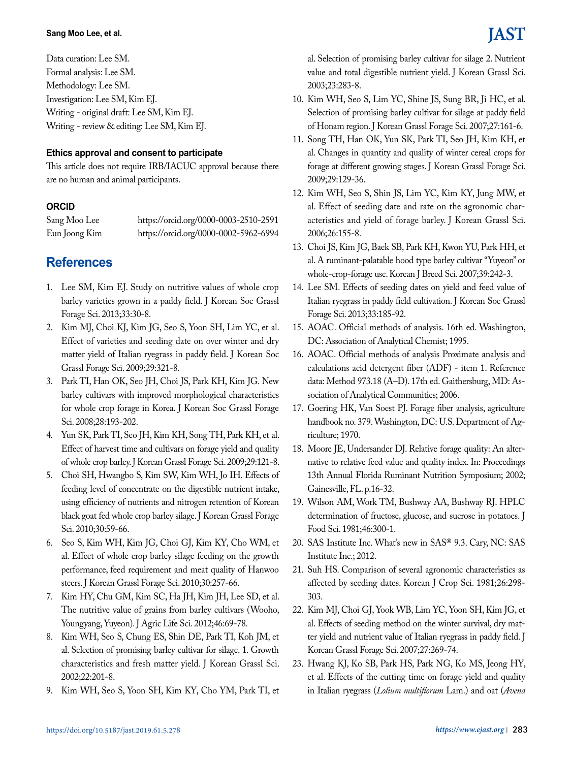Data curation: Lee SM.
Formal analysis: Lee SM.
Methodology: Lee SM.
Investigation: Lee SM, Kim EJ.
Writing - original draft: Lee SM, Kim EJ.
Writing - review & editing: Lee SM, Kim EJ.

### Ethics approval and consent to participate

This article does not require IRB/IACUC approval because there are no human and animal participants.

### ORCID

| | |
|---|---|
| Sang Moo Lee | https://orcid.org/0000-0003-2510-2591 |
| Eun Joong Kim | https://orcid.org/0000-0002-5962-6994 |

## References

1. Lee SM, Kim EJ. Study on nutritive values of whole crop barley varieties grown in a paddy field. J Korean Soc Grassl Forage Sci. 2013;33:30-8.
2. Kim MJ, Choi KJ, Kim JG, Seo S, Yoon SH, Lim YC, et al. Effect of varieties and seeding date on over winter and dry matter yield of Italian ryegrass in paddy field. J Korean Soc Grassl Forage Sci. 2009;29:321-8.
3. Park TI, Han OK, Seo JH, Choi JS, Park KH, Kim JG. New barley cultivars with improved morphological characteristics for whole crop forage in Korea. J Korean Soc Grassl Forage Sci. 2008;28:193-202.
4. Yun SK, Park TI, Seo JH, Kim KH, Song TH, Park KH, et al. Effect of harvest time and cultivars on forage yield and quality of whole crop barley. J Korean Grassl Forage Sci. 2009;29:121-8.
5. Choi SH, Hwangbo S, Kim SW, Kim WH, Jo IH. Effects of feeding level of concentrate on the digestible nutrient intake, using efficiency of nutrients and nitrogen retention of Korean black goat fed whole crop barley silage. J Korean Grassl Forage Sci. 2010;30:59-66.
6. Seo S, Kim WH, Kim JG, Choi GJ, Kim KY, Cho WM, et al. Effect of whole crop barley silage feeding on the growth performance, feed requirement and meat quality of Hanwoo steers. J Korean Grassl Forage Sci. 2010;30:257-66.
7. Kim HY, Chu GM, Kim SC, Ha JH, Kim JH, Lee SD, et al. The nutritive value of grains from barley cultivars (Wooho, Youngyang, Yuyeon). J Agric Life Sci. 2012;46:69-78.
8. Kim WH, Seo S, Chung ES, Shin DE, Park TI, Koh JM, et al. Selection of promising barley cultivar for silage. 1. Growth characteristics and fresh matter yield. J Korean Grassl Sci. 2002;22:201-8.
9. Kim WH, Seo S, Yoon SH, Kim KY, Cho YM, Park TI, et al. Selection of promising barley cultivar for silage 2. Nutrient value and total digestible nutrient yield. J Korean Grassl Sci. 2003;23:283-8.
10. Kim WH, Seo S, Lim YC, Shine JS, Sung BR, Ji HC, et al. Selection of promising barley cultivar for silage at paddy field of Honam region. J Korean Grassl Forage Sci. 2007;27:161-6.
11. Song TH, Han OK, Yun SK, Park TI, Seo JH, Kim KH, et al. Changes in quantity and quality of winter cereal crops for forage at different growing stages. J Korean Grassl Forage Sci. 2009;29:129-36.
12. Kim WH, Seo S, Shin JS, Lim YC, Kim KY, Jung MW, et al. Effect of seeding date and rate on the agronomic characteristics and yield of forage barley. J Korean Grassl Sci. 2006;26:155-8.
13. Choi JS, Kim JG, Baek SB, Park KH, Kwon YU, Park HH, et al. A ruminant-palatable hood type barley cultivar "Yuyeon" or whole-crop-forage use. Korean J Breed Sci. 2007;39:242-3.
14. Lee SM. Effects of seeding dates on yield and feed value of Italian ryegrass in paddy field cultivation. J Korean Soc Grassl Forage Sci. 2013;33:185-92.
15. AOAC. Official methods of analysis. 16th ed. Washington, DC: Association of Analytical Chemist; 1995.
16. AOAC. Official methods of analysis Proximate analysis and calculations acid detergent fiber (ADF) - item 1. Reference data: Method 973.18 (A–D). 17th ed. Gaithersburg, MD: Association of Analytical Communities; 2006.
17. Goering HK, Van Soest PJ. Forage fiber analysis, agriculture handbook no. 379. Washington, DC: U.S. Department of Agriculture; 1970.
18. Moore JE, Undersander DJ. Relative forage quality: An alternative to relative feed value and quality index. In: Proceedings 13th Annual Florida Ruminant Nutrition Symposium; 2002; Gainesville, FL. p.16-32.
19. Wilson AM, Work TM, Bushway AA, Bushway RJ. HPLC determination of fructose, glucose, and sucrose in potatoes. J Food Sci. 1981;46:300-1.
20. SAS Institute Inc. What's new in SAS® 9.3. Cary, NC: SAS Institute Inc.; 2012.
21. Suh HS. Comparison of several agronomic characteristics as affected by seeding dates. Korean J Crop Sci. 1981;26:298-303.
22. Kim MJ, Choi GJ, Yook WB, Lim YC, Yoon SH, Kim JG, et al. Effects of seeding method on the winter survival, dry matter yield and nutrient value of Italian ryegrass in paddy field. J Korean Grassl Forage Sci. 2007;27:269-74.
23. Hwang KJ, Ko SB, Park HS, Park NG, Ko MS, Jeong HY, et al. Effects of the cutting time on forage yield and quality in Italian ryegrass (*Lolium multiflorum* Lam.) and oat (*Avena*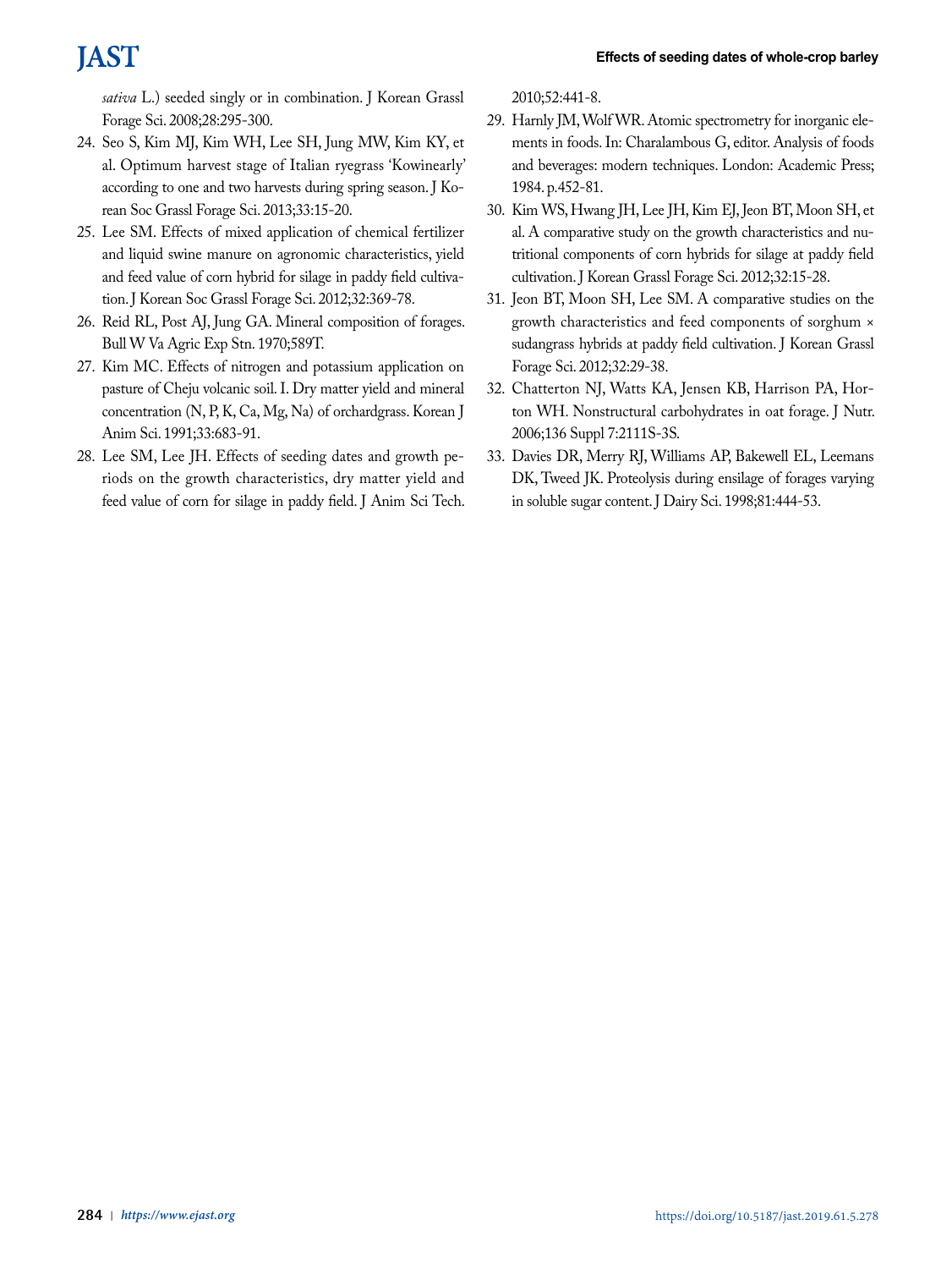*sativa* L.) seeded singly or in combination. J Korean Grassl Forage Sci. 2008;28:295-300.

24. Seo S, Kim MJ, Kim WH, Lee SH, Jung MW, Kim KY, et al. Optimum harvest stage of Italian ryegrass 'Kowinearly' according to one and two harvests during spring season. J Korean Soc Grassl Forage Sci. 2013;33:15-20.
25. Lee SM. Effects of mixed application of chemical fertilizer and liquid swine manure on agronomic characteristics, yield and feed value of corn hybrid for silage in paddy field cultivation. J Korean Soc Grassl Forage Sci. 2012;32:369-78.
26. Reid RL, Post AJ, Jung GA. Mineral composition of forages. Bull W Va Agric Exp Stn. 1970;589T.
27. Kim MC. Effects of nitrogen and potassium application on pasture of Cheju volcanic soil. I. Dry matter yield and mineral concentration (N, P, K, Ca, Mg, Na) of orchardgrass. Korean J Anim Sci. 1991;33:683-91.
28. Lee SM, Lee JH. Effects of seeding dates and growth periods on the growth characteristics, dry matter yield and feed value of corn for silage in paddy field. J Anim Sci Tech. 2010;52:441-8.
29. Harnly JM, Wolf WR. Atomic spectrometry for inorganic elements in foods. In: Charalambous G, editor. Analysis of foods and beverages: modern techniques. London: Academic Press; 1984. p.452-81.
30. Kim WS, Hwang JH, Lee JH, Kim EJ, Jeon BT, Moon SH, et al. A comparative study on the growth characteristics and nutritional components of corn hybrids for silage at paddy field cultivation. J Korean Grassl Forage Sci. 2012;32:15-28.
31. Jeon BT, Moon SH, Lee SM. A comparative studies on the growth characteristics and feed components of sorghum × sudangrass hybrids at paddy field cultivation. J Korean Grassl Forage Sci. 2012;32:29-38.
32. Chatterton NJ, Watts KA, Jensen KB, Harrison PA, Horton WH. Nonstructural carbohydrates in oat forage. J Nutr. 2006;136 Suppl 7:2111S-3S.
33. Davies DR, Merry RJ, Williams AP, Bakewell EL, Leemans DK, Tweed JK. Proteolysis during ensilage of forages varying in soluble sugar content. J Dairy Sci. 1998;81:444-53.